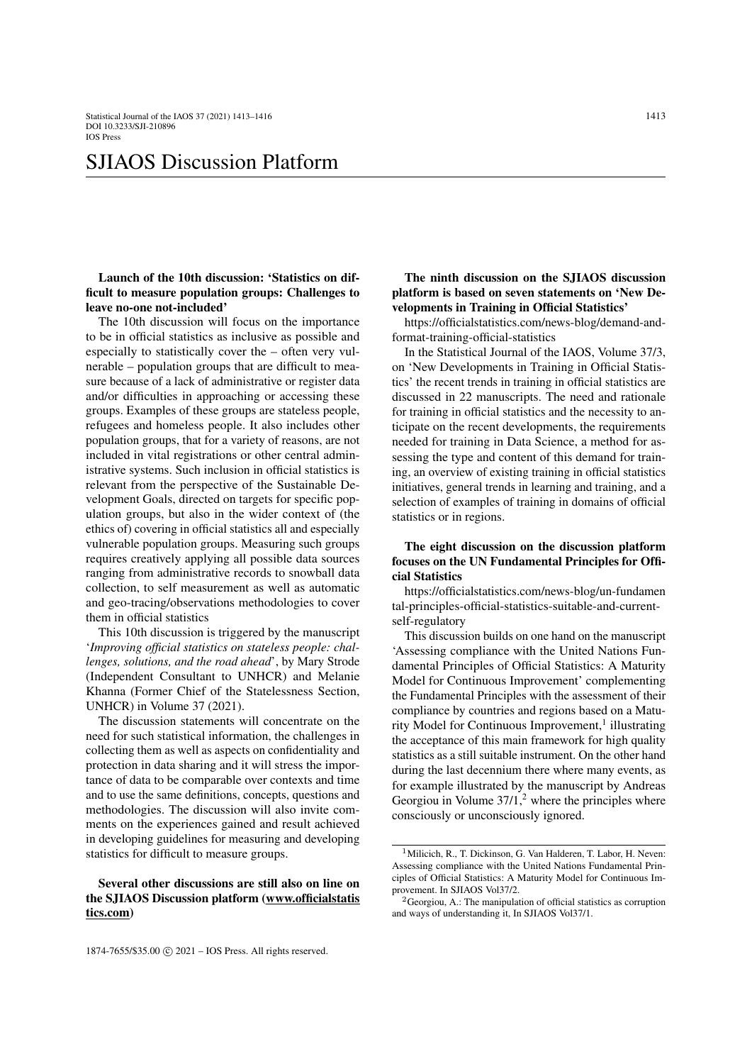# SJIAOS Discussion Platform

**Launch of the 10th discussion: 'Statistics on difficult to measure population groups: Challenges to leave no-one not-included'**

The 10th discussion will focus on the importance to be in official statistics as inclusive as possible and especially to statistically cover the – often very vulnerable – population groups that are difficult to measure because of a lack of administrative or register data and/or difficulties in approaching or accessing these groups. Examples of these groups are stateless people, refugees and homeless people. It also includes other population groups, that for a variety of reasons, are not included in vital registrations or other central administrative systems. Such inclusion in official statistics is relevant from the perspective of the Sustainable Development Goals, directed on targets for specific population groups, but also in the wider context of (the ethics of) covering in official statistics all and especially vulnerable population groups. Measuring such groups requires creatively applying all possible data sources ranging from administrative records to snowball data collection, to self measurement as well as automatic and geo-tracing/observations methodologies to cover them in official statistics

This 10th discussion is triggered by the manuscript '*Improving official statistics on stateless people: challenges, solutions, and the road ahead*', by Mary Strode (Independent Consultant to UNHCR) and Melanie Khanna (Former Chief of the Statelessness Section, UNHCR) in Volume 37 (2021).

The discussion statements will concentrate on the need for such statistical information, the challenges in collecting them as well as aspects on confidentiality and protection in data sharing and it will stress the importance of data to be comparable over contexts and time and to use the same definitions, concepts, questions and methodologies. The discussion will also invite comments on the experiences gained and result achieved in developing guidelines for measuring and developing statistics for difficult to measure groups.

**Several other discussions are still also on line on the SJIAOS Discussion platform (www.officialstatistics.com)**

**The ninth discussion on the SJIAOS discussion platform is based on seven statements on 'New Developments in Training in Official Statistics'**

https://officialstatistics.com/news-blog/demand-and-format-training-official-statistics

In the Statistical Journal of the IAOS, Volume 37/3, on 'New Developments in Training in Official Statistics' the recent trends in training in official statistics are discussed in 22 manuscripts. The need and rationale for training in official statistics and the necessity to anticipate on the recent developments, the requirements needed for training in Data Science, a method for assessing the type and content of this demand for training, an overview of existing training in official statistics initiatives, general trends in learning and training, and a selection of examples of training in domains of official statistics or in regions.

**The eight discussion on the discussion platform focuses on the UN Fundamental Principles for Official Statistics**

https://officialstatistics.com/news-blog/un-fundamental-principles-official-statistics-suitable-and-current-self-regulatory

This discussion builds on one hand on the manuscript 'Assessing compliance with the United Nations Fundamental Principles of Official Statistics: A Maturity Model for Continuous Improvement' complementing the Fundamental Principles with the assessment of their compliance by countries and regions based on a Maturity Model for Continuous Improvement,[1] illustrating the acceptance of this main framework for high quality statistics as a still suitable instrument. On the other hand during the last decennium there where many events, as for example illustrated by the manuscript by Andreas Georgiou in Volume 37/1,[2] where the principles where consciously or unconsciously ignored.

[1] Milicich, R., T. Dickinson, G. Van Halderen, T. Labor, H. Neven: Assessing compliance with the United Nations Fundamental Principles of Official Statistics: A Maturity Model for Continuous Improvement. In SJIAOS Vol37/2.

[2] Georgiou, A.: The manipulation of official statistics as corruption and ways of understanding it, In SJIAOS Vol37/1.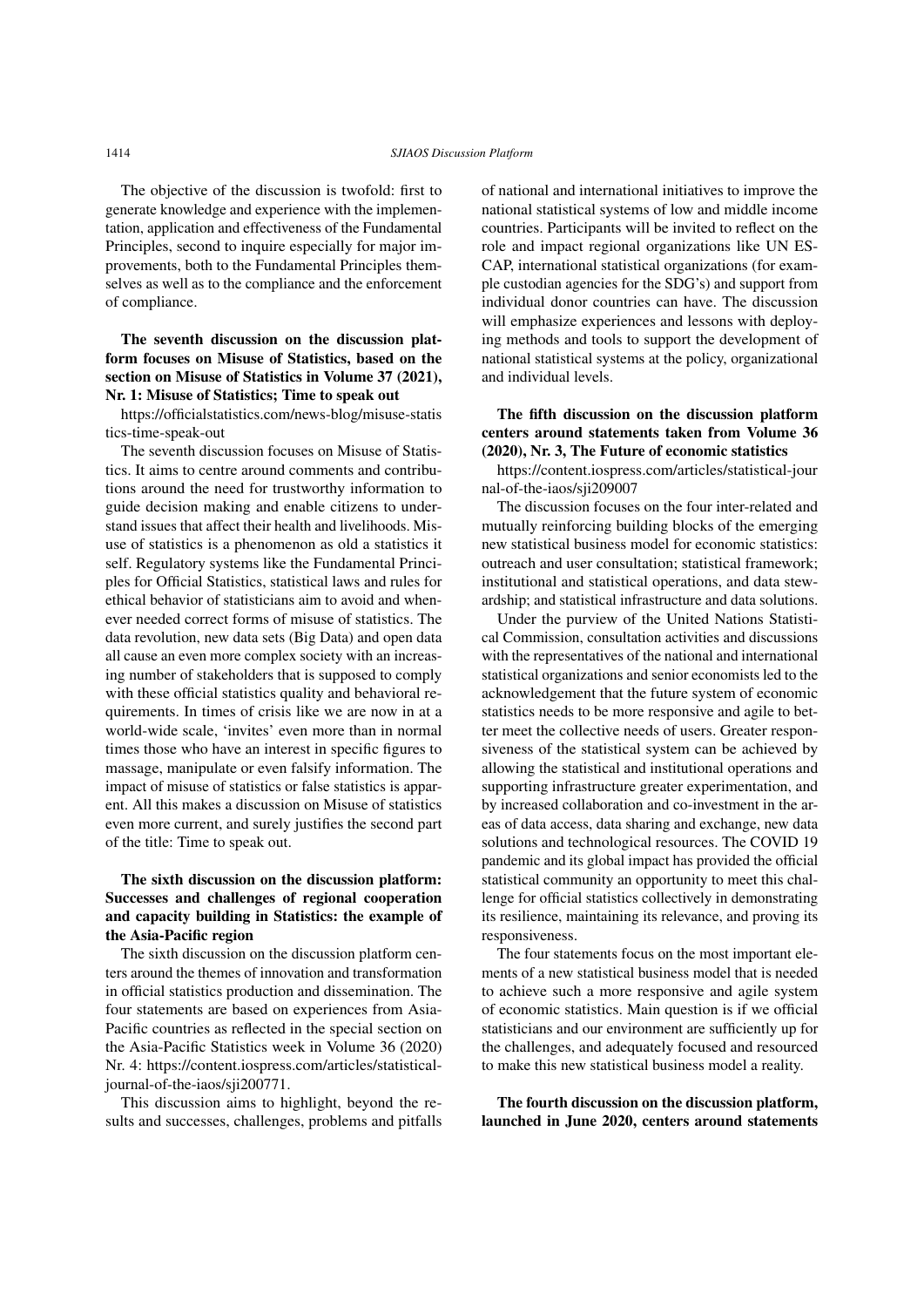The objective of the discussion is twofold: first to generate knowledge and experience with the implementation, application and effectiveness of the Fundamental Principles, second to inquire especially for major improvements, both to the Fundamental Principles themselves as well as to the compliance and the enforcement of compliance.

**The seventh discussion on the discussion platform focuses on Misuse of Statistics, based on the section on Misuse of Statistics in Volume 37 (2021), Nr. 1: Misuse of Statistics; Time to speak out**

https://officialstatistics.com/news-blog/misuse-statistics-time-speak-out

The seventh discussion focuses on Misuse of Statistics. It aims to centre around comments and contributions around the need for trustworthy information to guide decision making and enable citizens to understand issues that affect their health and livelihoods. Misuse of statistics is a phenomenon as old a statistics it self. Regulatory systems like the Fundamental Principles for Official Statistics, statistical laws and rules for ethical behavior of statisticians aim to avoid and whenever needed correct forms of misuse of statistics. The data revolution, new data sets (Big Data) and open data all cause an even more complex society with an increasing number of stakeholders that is supposed to comply with these official statistics quality and behavioral requirements. In times of crisis like we are now in at a world-wide scale, 'invites' even more than in normal times those who have an interest in specific figures to massage, manipulate or even falsify information. The impact of misuse of statistics or false statistics is apparent. All this makes a discussion on Misuse of statistics even more current, and surely justifies the second part of the title: Time to speak out.

**The sixth discussion on the discussion platform: Successes and challenges of regional cooperation and capacity building in Statistics: the example of the Asia-Pacific region**

The sixth discussion on the discussion platform centers around the themes of innovation and transformation in official statistics production and dissemination. The four statements are based on experiences from Asia-Pacific countries as reflected in the special section on the Asia-Pacific Statistics week in Volume 36 (2020) Nr. 4: https://content.iospress.com/articles/statistical-journal-of-the-iaos/sji200771.

This discussion aims to highlight, beyond the results and successes, challenges, problems and pitfalls of national and international initiatives to improve the national statistical systems of low and middle income countries. Participants will be invited to reflect on the role and impact regional organizations like UN ESCAP, international statistical organizations (for example custodian agencies for the SDG's) and support from individual donor countries can have. The discussion will emphasize experiences and lessons with deploying methods and tools to support the development of national statistical systems at the policy, organizational and individual levels.

**The fifth discussion on the discussion platform centers around statements taken from Volume 36 (2020), Nr. 3, The Future of economic statistics**

https://content.iospress.com/articles/statistical-journal-of-the-iaos/sji209007

The discussion focuses on the four inter-related and mutually reinforcing building blocks of the emerging new statistical business model for economic statistics: outreach and user consultation; statistical framework; institutional and statistical operations, and data stewardship; and statistical infrastructure and data solutions.

Under the purview of the United Nations Statistical Commission, consultation activities and discussions with the representatives of the national and international statistical organizations and senior economists led to the acknowledgement that the future system of economic statistics needs to be more responsive and agile to better meet the collective needs of users. Greater responsiveness of the statistical system can be achieved by allowing the statistical and institutional operations and supporting infrastructure greater experimentation, and by increased collaboration and co-investment in the areas of data access, data sharing and exchange, new data solutions and technological resources. The COVID 19 pandemic and its global impact has provided the official statistical community an opportunity to meet this challenge for official statistics collectively in demonstrating its resilience, maintaining its relevance, and proving its responsiveness.

The four statements focus on the most important elements of a new statistical business model that is needed to achieve such a more responsive and agile system of economic statistics. Main question is if we official statisticians and our environment are sufficiently up for the challenges, and adequately focused and resourced to make this new statistical business model a reality.

**The fourth discussion on the discussion platform, launched in June 2020, centers around statements**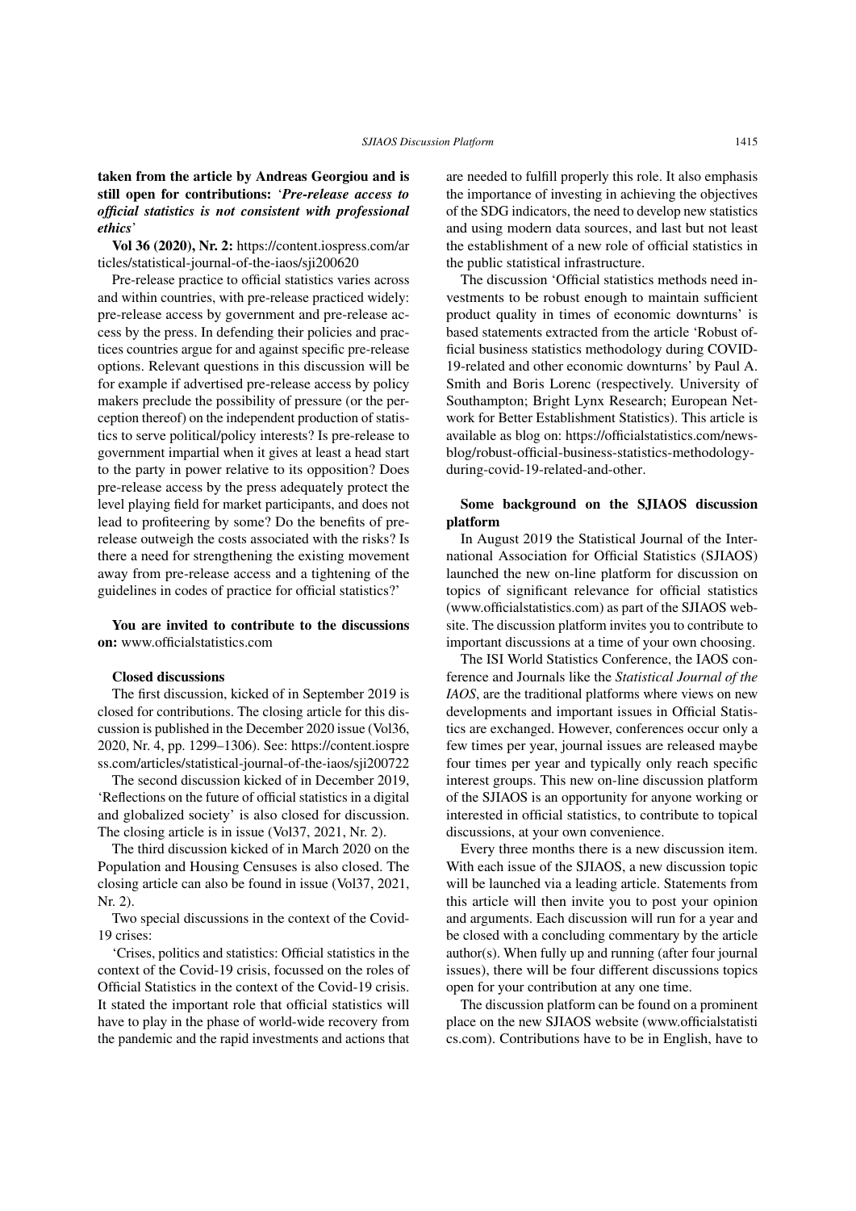**taken from the article by Andreas Georgiou and is still open for contributions:** '***Pre-release access to official statistics is not consistent with professional ethics***'

**Vol 36 (2020), Nr. 2:** https://content.iospress.com/articles/statistical-journal-of-the-iaos/sji200620

Pre-release practice to official statistics varies across and within countries, with pre-release practiced widely: pre-release access by government and pre-release access by the press. In defending their policies and practices countries argue for and against specific pre-release options. Relevant questions in this discussion will be for example if advertised pre-release access by policy makers preclude the possibility of pressure (or the perception thereof) on the independent production of statistics to serve political/policy interests? Is pre-release to government impartial when it gives at least a head start to the party in power relative to its opposition? Does pre-release access by the press adequately protect the level playing field for market participants, and does not lead to profiteering by some? Do the benefits of pre-release outweigh the costs associated with the risks? Is there a need for strengthening the existing movement away from pre-release access and a tightening of the guidelines in codes of practice for official statistics?'

**You are invited to contribute to the discussions on:** www.officialstatistics.com

**Closed discussions**

The first discussion, kicked of in September 2019 is closed for contributions. The closing article for this discussion is published in the December 2020 issue (Vol36, 2020, Nr. 4, pp. 1299–1306). See: https://content.iospress.com/articles/statistical-journal-of-the-iaos/sji200722

The second discussion kicked of in December 2019, 'Reflections on the future of official statistics in a digital and globalized society' is also closed for discussion. The closing article is in issue (Vol37, 2021, Nr. 2).

The third discussion kicked of in March 2020 on the Population and Housing Censuses is also closed. The closing article can also be found in issue (Vol37, 2021, Nr. 2).

Two special discussions in the context of the Covid-19 crises:

'Crises, politics and statistics: Official statistics in the context of the Covid-19 crisis, focussed on the roles of Official Statistics in the context of the Covid-19 crisis. It stated the important role that official statistics will have to play in the phase of world-wide recovery from the pandemic and the rapid investments and actions that are needed to fulfill properly this role. It also emphasis the importance of investing in achieving the objectives of the SDG indicators, the need to develop new statistics and using modern data sources, and last but not least the establishment of a new role of official statistics in the public statistical infrastructure.

The discussion 'Official statistics methods need investments to be robust enough to maintain sufficient product quality in times of economic downturns' is based statements extracted from the article 'Robust official business statistics methodology during COVID-19-related and other economic downturns' by Paul A. Smith and Boris Lorenc (respectively. University of Southampton; Bright Lynx Research; European Network for Better Establishment Statistics). This article is available as blog on: https://officialstatistics.com/news-blog/robust-official-business-statistics-methodology-during-covid-19-related-and-other.

**Some background on the SJIAOS discussion platform**

In August 2019 the Statistical Journal of the International Association for Official Statistics (SJIAOS) launched the new on-line platform for discussion on topics of significant relevance for official statistics (www.officialstatistics.com) as part of the SJIAOS website. The discussion platform invites you to contribute to important discussions at a time of your own choosing.

The ISI World Statistics Conference, the IAOS conference and Journals like the *Statistical Journal of the IAOS*, are the traditional platforms where views on new developments and important issues in Official Statistics are exchanged. However, conferences occur only a few times per year, journal issues are released maybe four times per year and typically only reach specific interest groups. This new on-line discussion platform of the SJIAOS is an opportunity for anyone working or interested in official statistics, to contribute to topical discussions, at your own convenience.

Every three months there is a new discussion item. With each issue of the SJIAOS, a new discussion topic will be launched via a leading article. Statements from this article will then invite you to post your opinion and arguments. Each discussion will run for a year and be closed with a concluding commentary by the article author(s). When fully up and running (after four journal issues), there will be four different discussions topics open for your contribution at any one time.

The discussion platform can be found on a prominent place on the new SJIAOS website (www.officialstatistics.com). Contributions have to be in English, have to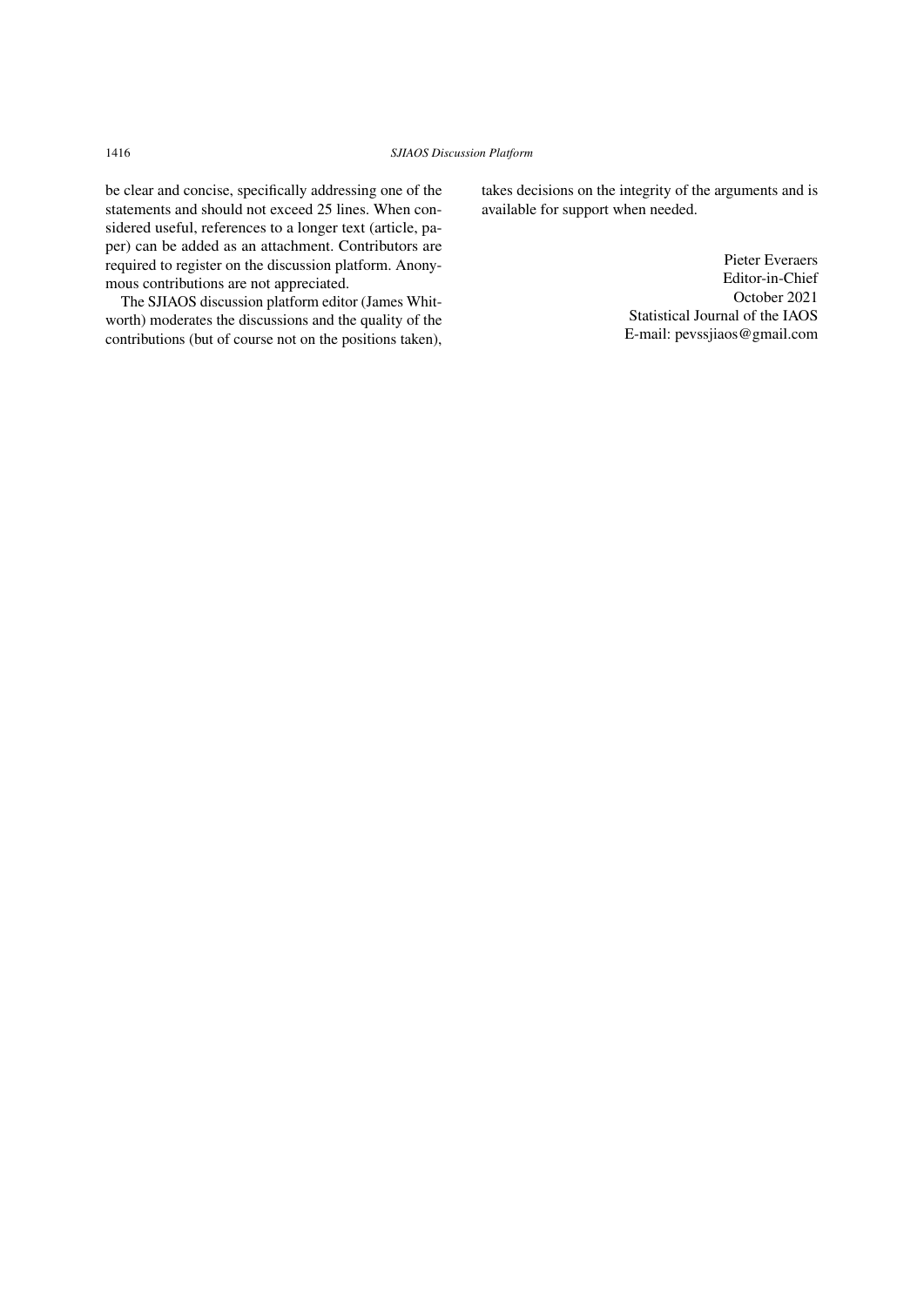be clear and concise, specifically addressing one of the statements and should not exceed 25 lines. When considered useful, references to a longer text (article, paper) can be added as an attachment. Contributors are required to register on the discussion platform. Anonymous contributions are not appreciated.

The SJIAOS discussion platform editor (James Whitworth) moderates the discussions and the quality of the contributions (but of course not on the positions taken), takes decisions on the integrity of the arguments and is available for support when needed.

Pieter Everaers
Editor-in-Chief
October 2021
Statistical Journal of the IAOS
E-mail: pevssjiaos@gmail.com